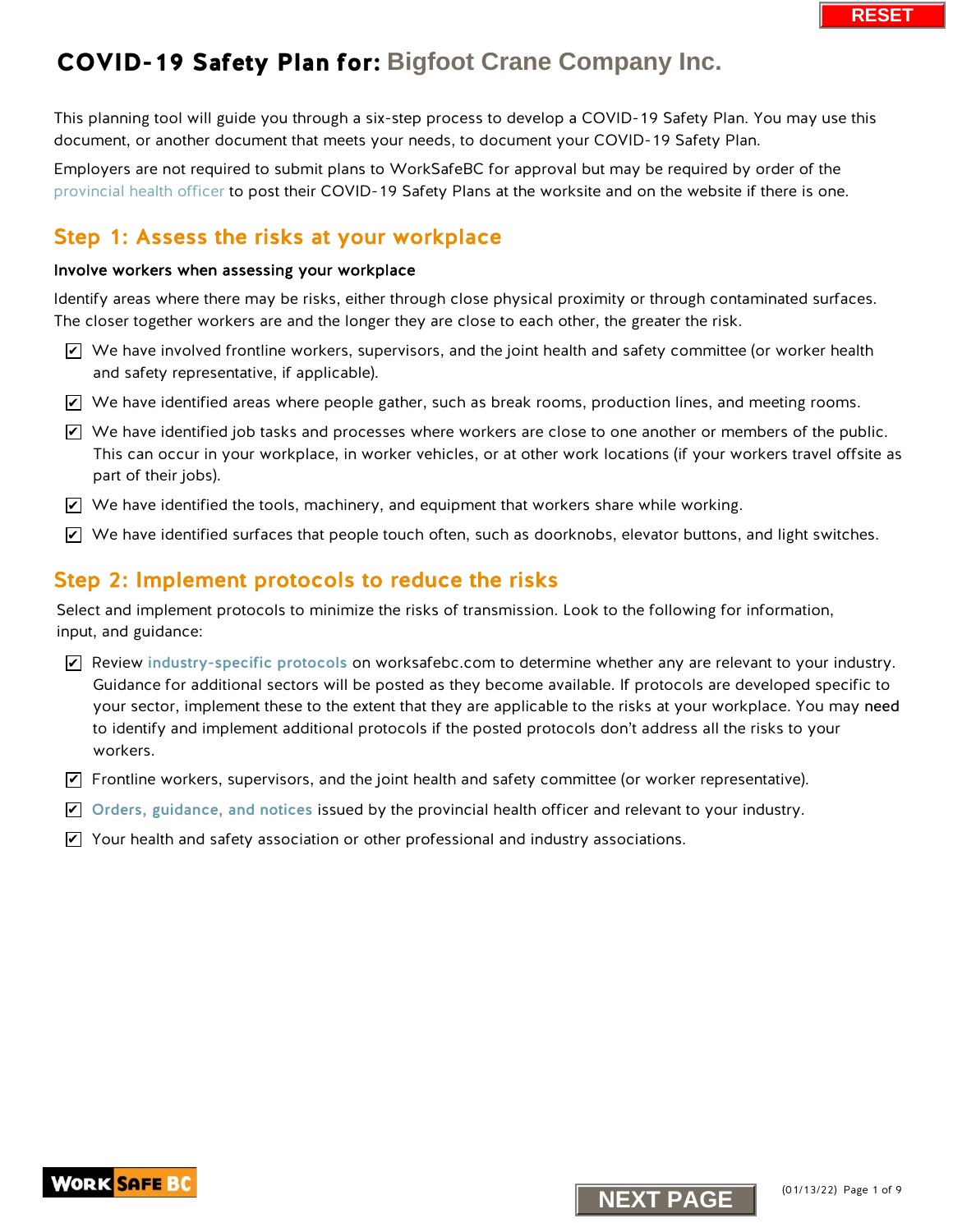# COVID-19 Safety Plan for: Bigfoot Crane Company Inc.

This planning tool will guide you through a six-step process to develop a COVID-19 Safety Plan. You may use this document, or another document that meets your needs, to document your COVID-19 Safety Plan.

Employers are not required to submit plans to WorkSafeBC for approval but may be required by order of the provincial health officer to post their COVID-19 Safety Plans at the worksite and on the website if there is one.

## Step 1: Assess the risks at your workplace

**Involve workers when assessing your workplace**

Identify areas where there may be risks, either through close physical proximity or through contaminated surfaces. The closer together workers are and the longer they are close to each other, the greater the risk.

- ☑ We have involved frontline workers, supervisors, and the joint health and safety committee (or worker health and safety representative, if applicable).
- ☑ We have identified areas where people gather, such as break rooms, production lines, and meeting rooms.
- ☑ We have identified job tasks and processes where workers are close to one another or members of the public. This can occur in your workplace, in worker vehicles, or at other work locations (if your workers travel offsite as part of their jobs).
- ☑ We have identified the tools, machinery, and equipment that workers share while working.
- ☑ We have identified surfaces that people touch often, such as doorknobs, elevator buttons, and light switches.

## Step 2: Implement protocols to reduce the risks

Select and implement protocols to minimize the risks of transmission. Look to the following for information, input, and guidance:

- ☑ Review industry-specific protocols on worksafebc.com to determine whether any are relevant to your industry. Guidance for additional sectors will be posted as they become available. If protocols are developed specific to your sector, implement these to the extent that they are applicable to the risks at your workplace. You may need to identify and implement additional protocols if the posted protocols don't address all the risks to your workers.
- ☑ Frontline workers, supervisors, and the joint health and safety committee (or worker representative).
- ☑ Orders, guidance, and notices issued by the provincial health officer and relevant to your industry.
- ☑ Your health and safety association or other professional and industry associations.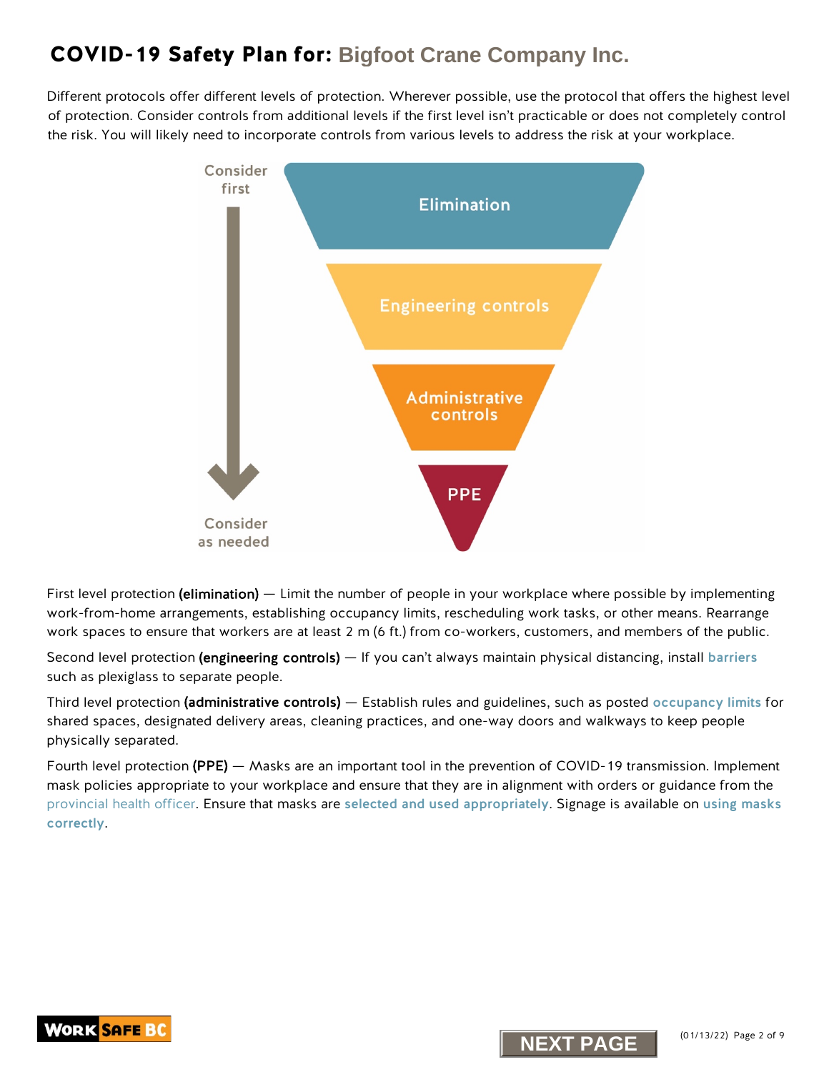# COVID-19 Safety Plan for: Bigfoot Crane Company Inc.

Different protocols offer different levels of protection. Wherever possible, use the protocol that offers the highest level of protection. Consider controls from additional levels if the first level isn't practicable or does not completely control the risk. You will likely need to incorporate controls from various levels to address the risk at your workplace.

Consider first

Elimination

Engineering controls

Administrative controls

PPE

Consider as needed

First level protection **(elimination)** — Limit the number of people in your workplace where possible by implementing work-from-home arrangements, establishing occupancy limits, rescheduling work tasks, or other means. Rearrange work spaces to ensure that workers are at least 2 m (6 ft.) from co-workers, customers, and members of the public.

Second level protection **(engineering controls)** — If you can't always maintain physical distancing, install **barriers** such as plexiglass to separate people.

Third level protection **(administrative controls)** — Establish rules and guidelines, such as posted **occupancy limits** for shared spaces, designated delivery areas, cleaning practices, and one-way doors and walkways to keep people physically separated.

Fourth level protection **(PPE)** — Masks are an important tool in the prevention of COVID-19 transmission. Implement mask policies appropriate to your workplace and ensure that they are in alignment with orders or guidance from the provincial health officer. Ensure that masks are **selected and used appropriately**. Signage is available on **using masks correctly**.

NEXT PAGE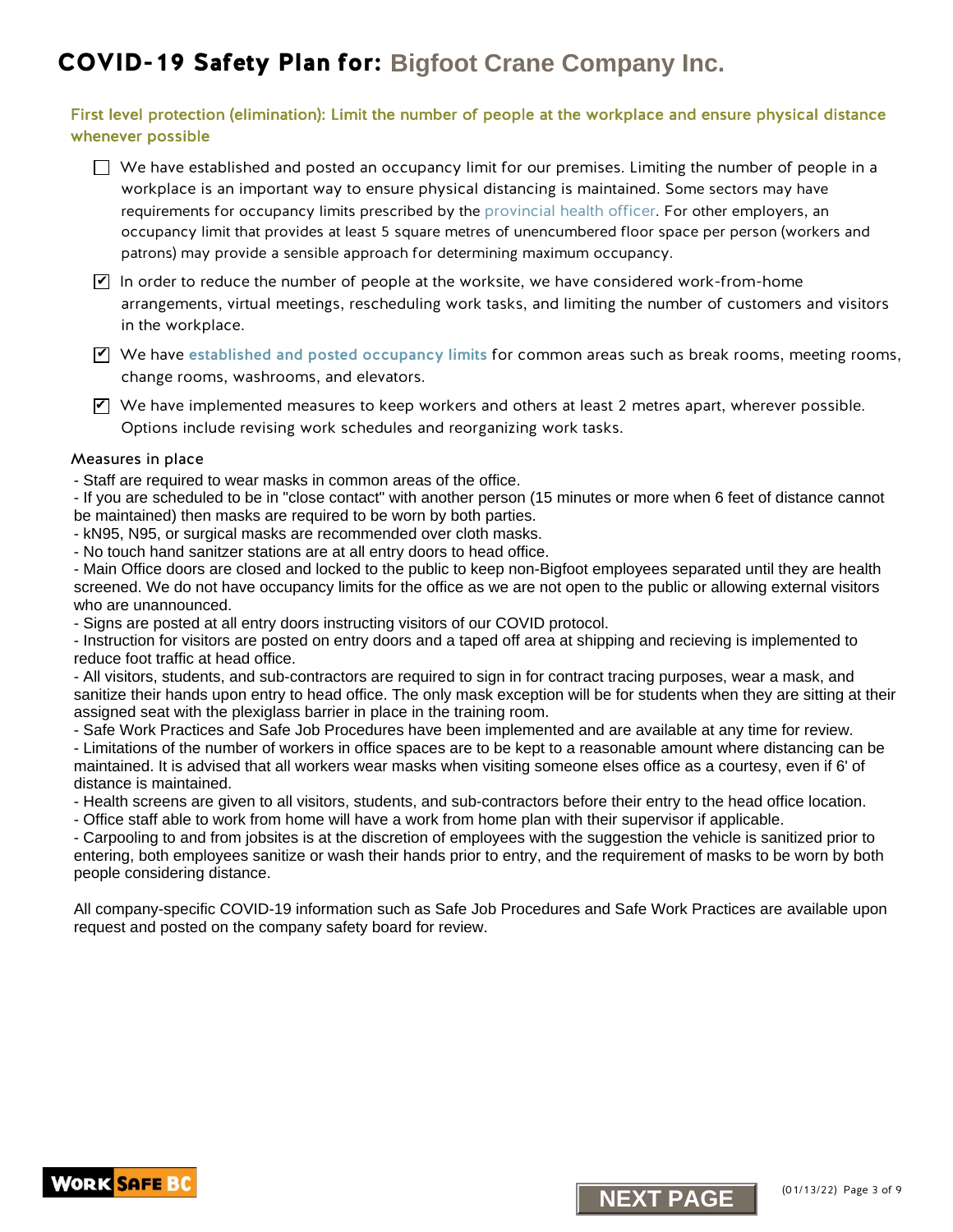# COVID-19 Safety Plan for: Bigfoot Crane Company Inc.

## First level protection (elimination): Limit the number of people at the workplace and ensure physical distance whenever possible

- [ ] We have established and posted an occupancy limit for our premises. Limiting the number of people in a workplace is an important way to ensure physical distancing is maintained. Some sectors may have requirements for occupancy limits prescribed by the provincial health officer. For other employers, an occupancy limit that provides at least 5 square metres of unencumbered floor space per person (workers and patrons) may provide a sensible approach for determining maximum occupancy.
- [x] In order to reduce the number of people at the worksite, we have considered work-from-home arrangements, virtual meetings, rescheduling work tasks, and limiting the number of customers and visitors in the workplace.
- [x] We have established and posted occupancy limits for common areas such as break rooms, meeting rooms, change rooms, washrooms, and elevators.
- [x] We have implemented measures to keep workers and others at least 2 metres apart, wherever possible. Options include revising work schedules and reorganizing work tasks.

### Measures in place

- Staff are required to wear masks in common areas of the office.
- If you are scheduled to be in "close contact" with another person (15 minutes or more when 6 feet of distance cannot be maintained) then masks are required to be worn by both parties.
- kN95, N95, or surgical masks are recommended over cloth masks.
- No touch hand sanitzer stations are at all entry doors to head office.
- Main Office doors are closed and locked to the public to keep non-Bigfoot employees separated until they are health screened. We do not have occupancy limits for the office as we are not open to the public or allowing external visitors who are unannounced.
- Signs are posted at all entry doors instructing visitors of our COVID protocol.
- Instruction for visitors are posted on entry doors and a taped off area at shipping and recieving is implemented to reduce foot traffic at head office.
- All visitors, students, and sub-contractors are required to sign in for contract tracing purposes, wear a mask, and sanitize their hands upon entry to head office. The only mask exception will be for students when they are sitting at their assigned seat with the plexiglass barrier in place in the training room.
- Safe Work Practices and Safe Job Procedures have been implemented and are available at any time for review.
- Limitations of the number of workers in office spaces are to be kept to a reasonable amount where distancing can be maintained. It is advised that all workers wear masks when visiting someone elses office as a courtesy, even if 6' of distance is maintained.
- Health screens are given to all visitors, students, and sub-contractors before their entry to the head office location.
- Office staff able to work from home will have a work from home plan with their supervisor if applicable.
- Carpooling to and from jobsites is at the discretion of employees with the suggestion the vehicle is sanitized prior to entering, both employees sanitize or wash their hands prior to entry, and the requirement of masks to be worn by both people considering distance.

All company-specific COVID-19 information such as Safe Job Procedures and Safe Work Practices are available upon request and posted on the company safety board for review.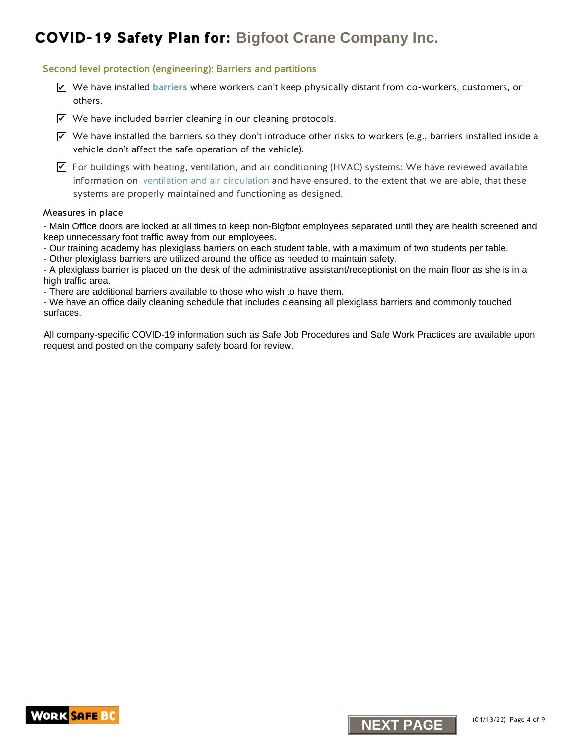# COVID-19 Safety Plan for: Bigfoot Crane Company Inc.

## Second level protection (engineering): Barriers and partitions

- [x] We have installed **barriers** where workers can't keep physically distant from co-workers, customers, or others.
- [x] We have included barrier cleaning in our cleaning protocols.
- [x] We have installed the barriers so they don't introduce other risks to workers (e.g., barriers installed inside a vehicle don't affect the safe operation of the vehicle).
- [x] For buildings with heating, ventilation, and air conditioning (HVAC) systems: We have reviewed available information on ventilation and air circulation and have ensured, to the extent that we are able, that these systems are properly maintained and functioning as designed.

### Measures in place

- Main Office doors are locked at all times to keep non-Bigfoot employees separated until they are health screened and keep unnecessary foot traffic away from our employees.
- Our training academy has plexiglass barriers on each student table, with a maximum of two students per table.
- Other plexiglass barriers are utilized around the office as needed to maintain safety.
- A plexiglass barrier is placed on the desk of the administrative assistant/receptionist on the main floor as she is in a high traffic area.
- There are additional barriers available to those who wish to have them.
- We have an office daily cleaning schedule that includes cleansing all plexiglass barriers and commonly touched surfaces.

All company-specific COVID-19 information such as Safe Job Procedures and Safe Work Practices are available upon request and posted on the company safety board for review.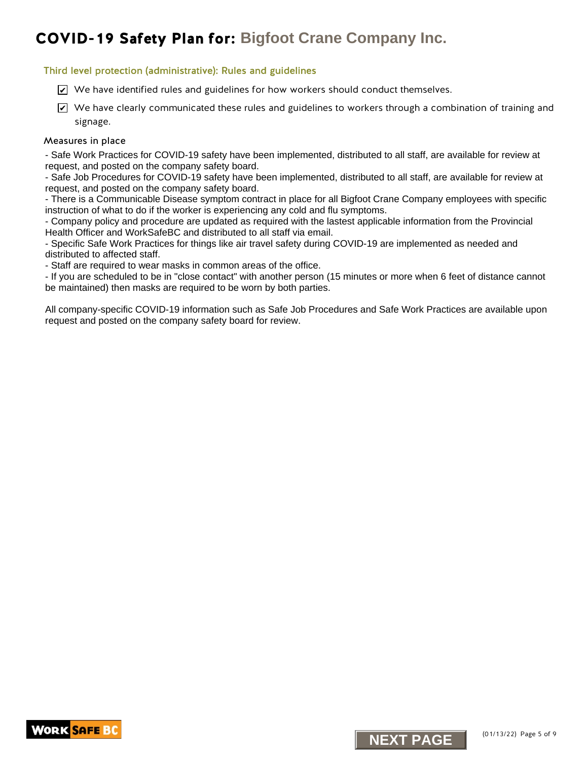# COVID-19 Safety Plan for: Bigfoot Crane Company Inc.

### Third level protection (administrative): Rules and guidelines

- [x] We have identified rules and guidelines for how workers should conduct themselves.
- [x] We have clearly communicated these rules and guidelines to workers through a combination of training and signage.

#### Measures in place

- Safe Work Practices for COVID-19 safety have been implemented, distributed to all staff, are available for review at request, and posted on the company safety board.
- Safe Job Procedures for COVID-19 safety have been implemented, distributed to all staff, are available for review at request, and posted on the company safety board.
- There is a Communicable Disease symptom contract in place for all Bigfoot Crane Company employees with specific instruction of what to do if the worker is experiencing any cold and flu symptoms.
- Company policy and procedure are updated as required with the lastest applicable information from the Provincial Health Officer and WorkSafeBC and distributed to all staff via email.
- Specific Safe Work Practices for things like air travel safety during COVID-19 are implemented as needed and distributed to affected staff.
- Staff are required to wear masks in common areas of the office.
- If you are scheduled to be in "close contact" with another person (15 minutes or more when 6 feet of distance cannot be maintained) then masks are required to be worn by both parties.

All company-specific COVID-19 information such as Safe Job Procedures and Safe Work Practices are available upon request and posted on the company safety board for review.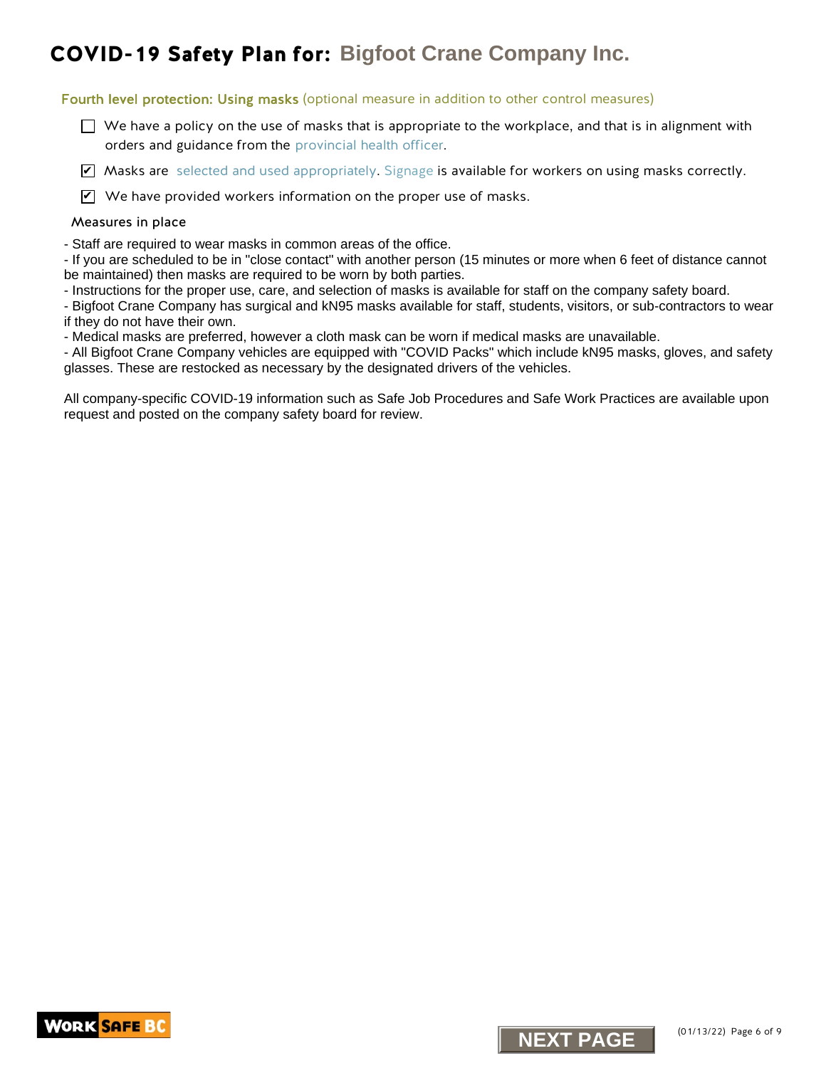# COVID-19 Safety Plan for: Bigfoot Crane Company Inc.

## Fourth level protection: Using masks (optional measure in addition to other control measures)

- [ ] We have a policy on the use of masks that is appropriate to the workplace, and that is in alignment with orders and guidance from the provincial health officer.
- [x] Masks are selected and used appropriately. Signage is available for workers on using masks correctly.
- [x] We have provided workers information on the proper use of masks.

### Measures in place

- Staff are required to wear masks in common areas of the office.
- If you are scheduled to be in "close contact" with another person (15 minutes or more when 6 feet of distance cannot be maintained) then masks are required to be worn by both parties.
- Instructions for the proper use, care, and selection of masks is available for staff on the company safety board.
- Bigfoot Crane Company has surgical and kN95 masks available for staff, students, visitors, or sub-contractors to wear if they do not have their own.
- Medical masks are preferred, however a cloth mask can be worn if medical masks are unavailable.
- All Bigfoot Crane Company vehicles are equipped with "COVID Packs" which include kN95 masks, gloves, and safety glasses. These are restocked as necessary by the designated drivers of the vehicles.

All company-specific COVID-19 information such as Safe Job Procedures and Safe Work Practices are available upon request and posted on the company safety board for review.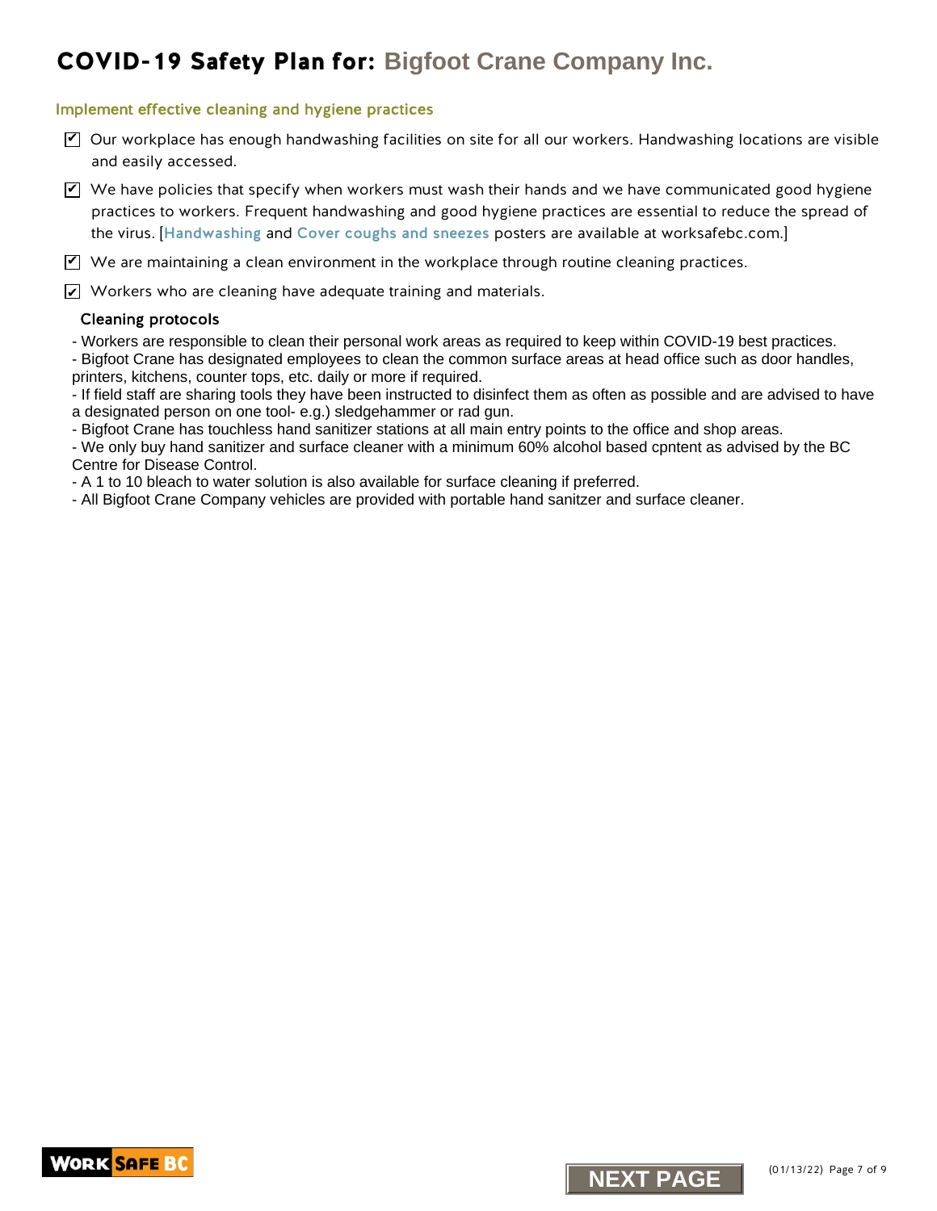# COVID-19 Safety Plan for: Bigfoot Crane Company Inc.

## Implement effective cleaning and hygiene practices

- [x] Our workplace has enough handwashing facilities on site for all our workers. Handwashing locations are visible and easily accessed.
- [x] We have policies that specify when workers must wash their hands and we have communicated good hygiene practices to workers. Frequent handwashing and good hygiene practices are essential to reduce the spread of the virus. [**Handwashing** and **Cover coughs and sneezes** posters are available at worksafebc.com.]
- [x] We are maintaining a clean environment in the workplace through routine cleaning practices.
- [x] Workers who are cleaning have adequate training and materials.

### Cleaning protocols

- Workers are responsible to clean their personal work areas as required to keep within COVID-19 best practices.
- Bigfoot Crane has designated employees to clean the common surface areas at head office such as door handles, printers, kitchens, counter tops, etc. daily or more if required.
- If field staff are sharing tools they have been instructed to disinfect them as often as possible and are advised to have a designated person on one tool- e.g.) sledgehammer or rad gun.
- Bigfoot Crane has touchless hand sanitizer stations at all main entry points to the office and shop areas.
- We only buy hand sanitizer and surface cleaner with a minimum 60% alcohol based cpntent as advised by the BC Centre for Disease Control.
- A 1 to 10 bleach to water solution is also available for surface cleaning if preferred.
- All Bigfoot Crane Company vehicles are provided with portable hand sanitzer and surface cleaner.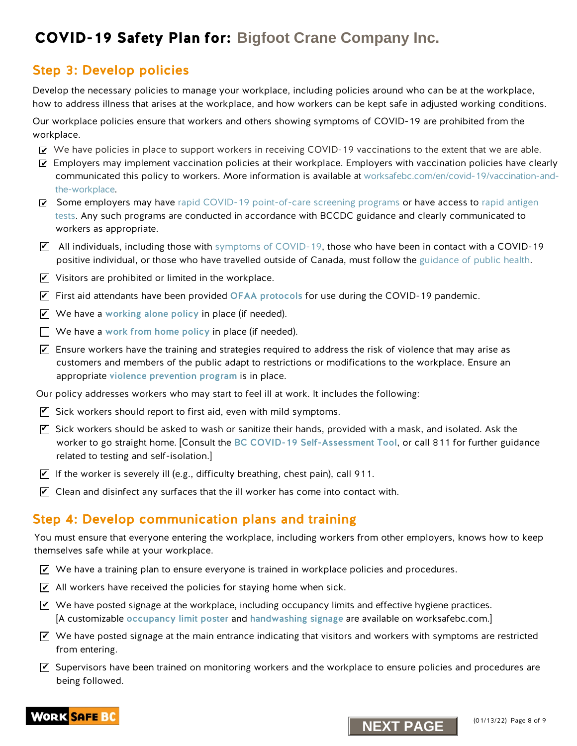# COVID-19 Safety Plan for: Bigfoot Crane Company Inc.

## Step 3: Develop policies

Develop the necessary policies to manage your workplace, including policies around who can be at the workplace, how to address illness that arises at the workplace, and how workers can be kept safe in adjusted working conditions.

Our workplace policies ensure that workers and others showing symptoms of COVID-19 are prohibited from the workplace.

- [x] We have policies in place to support workers in receiving COVID-19 vaccinations to the extent that we are able.
- [x] Employers may implement vaccination policies at their workplace. Employers with vaccination policies have clearly communicated this policy to workers. More information is available at worksafebc.com/en/covid-19/vaccination-and-the-workplace.
- [x] Some employers may have rapid COVID-19 point-of-care screening programs or have access to rapid antigen tests. Any such programs are conducted in accordance with BCCDC guidance and clearly communicated to workers as appropriate.
- [x] All individuals, including those with symptoms of COVID-19, those who have been in contact with a COVID-19 positive individual, or those who have travelled outside of Canada, must follow the guidance of public health.
- [x] Visitors are prohibited or limited in the workplace.
- [x] First aid attendants have been provided **OFAA protocols** for use during the COVID-19 pandemic.
- [x] We have a **working alone policy** in place (if needed).
- [ ] We have a **work from home policy** in place (if needed).
- [x] Ensure workers have the training and strategies required to address the risk of violence that may arise as customers and members of the public adapt to restrictions or modifications to the workplace. Ensure an appropriate **violence prevention program** is in place.

Our policy addresses workers who may start to feel ill at work. It includes the following:

- [x] Sick workers should report to first aid, even with mild symptoms.
- [x] Sick workers should be asked to wash or sanitize their hands, provided with a mask, and isolated. Ask the worker to go straight home. [Consult the **BC COVID-19 Self-Assessment Tool**, or call 811 for further guidance related to testing and self-isolation.]
- [x] If the worker is severely ill (e.g., difficulty breathing, chest pain), call 911.
- [x] Clean and disinfect any surfaces that the ill worker has come into contact with.

## Step 4: Develop communication plans and training

You must ensure that everyone entering the workplace, including workers from other employers, knows how to keep themselves safe while at your workplace.

- [x] We have a training plan to ensure everyone is trained in workplace policies and procedures.
- [x] All workers have received the policies for staying home when sick.
- [x] We have posted signage at the workplace, including occupancy limits and effective hygiene practices. [A customizable **occupancy limit poster** and **handwashing signage** are available on worksafebc.com.]
- [x] We have posted signage at the main entrance indicating that visitors and workers with symptoms are restricted from entering.
- [x] Supervisors have been trained on monitoring workers and the workplace to ensure policies and procedures are being followed.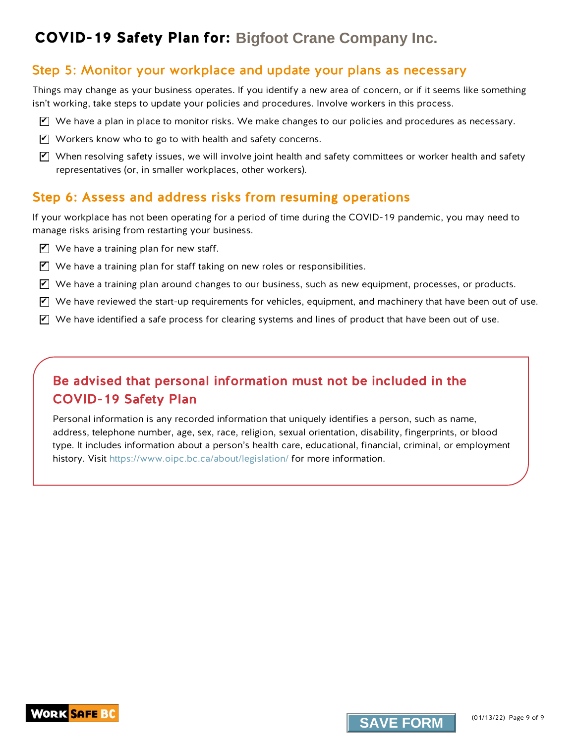# COVID-19 Safety Plan for: Bigfoot Crane Company Inc.

## Step 5: Monitor your workplace and update your plans as necessary

Things may change as your business operates. If you identify a new area of concern, or if it seems like something isn't working, take steps to update your policies and procedures. Involve workers in this process.

- [x] We have a plan in place to monitor risks. We make changes to our policies and procedures as necessary.
- [x] Workers know who to go to with health and safety concerns.
- [x] When resolving safety issues, we will involve joint health and safety committees or worker health and safety representatives (or, in smaller workplaces, other workers).

## Step 6: Assess and address risks from resuming operations

If your workplace has not been operating for a period of time during the COVID-19 pandemic, you may need to manage risks arising from restarting your business.

- [x] We have a training plan for new staff.
- [x] We have a training plan for staff taking on new roles or responsibilities.
- [x] We have a training plan around changes to our business, such as new equipment, processes, or products.
- [x] We have reviewed the start-up requirements for vehicles, equipment, and machinery that have been out of use.
- [x] We have identified a safe process for clearing systems and lines of product that have been out of use.

### Be advised that personal information must not be included in the COVID-19 Safety Plan

Personal information is any recorded information that uniquely identifies a person, such as name, address, telephone number, age, sex, race, religion, sexual orientation, disability, fingerprints, or blood type. It includes information about a person's health care, educational, financial, criminal, or employment history. Visit https://www.oipc.bc.ca/about/legislation/ for more information.

SAVE FORM

(01/13/22)